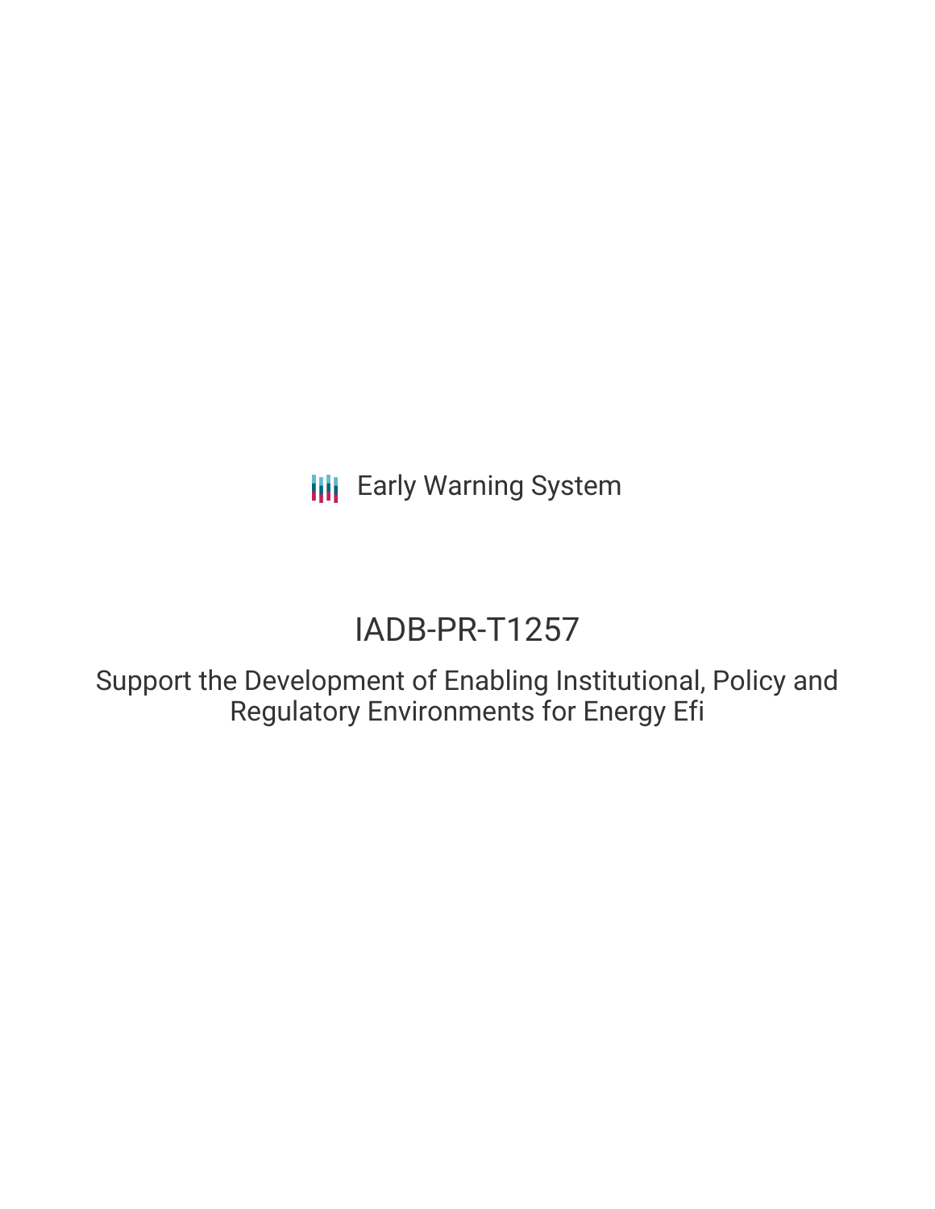Early Warning System

# IADB-PR-T1257

## Support the Development of Enabling Institutional, Policy and Regulatory Environments for Energy Efi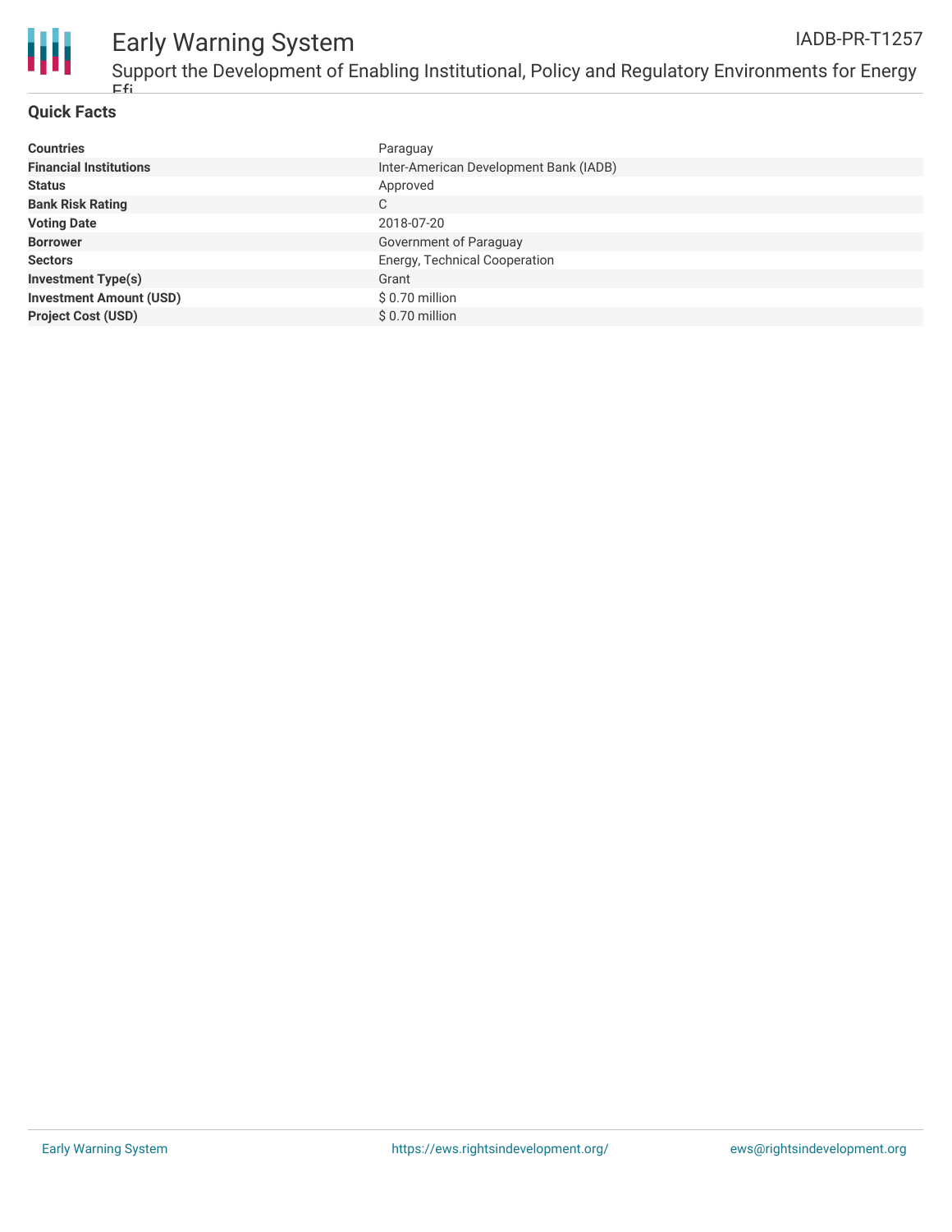## Quick Facts

| | |
|---|---|
| **Countries** | Paraguay |
| **Financial Institutions** | Inter-American Development Bank (IADB) |
| **Status** | Approved |
| **Bank Risk Rating** | C |
| **Voting Date** | 2018-07-20 |
| **Borrower** | Government of Paraguay |
| **Sectors** | Energy, Technical Cooperation |
| **Investment Type(s)** | Grant |
| **Investment Amount (USD)** | $ 0.70 million |
| **Project Cost (USD)** | $ 0.70 million |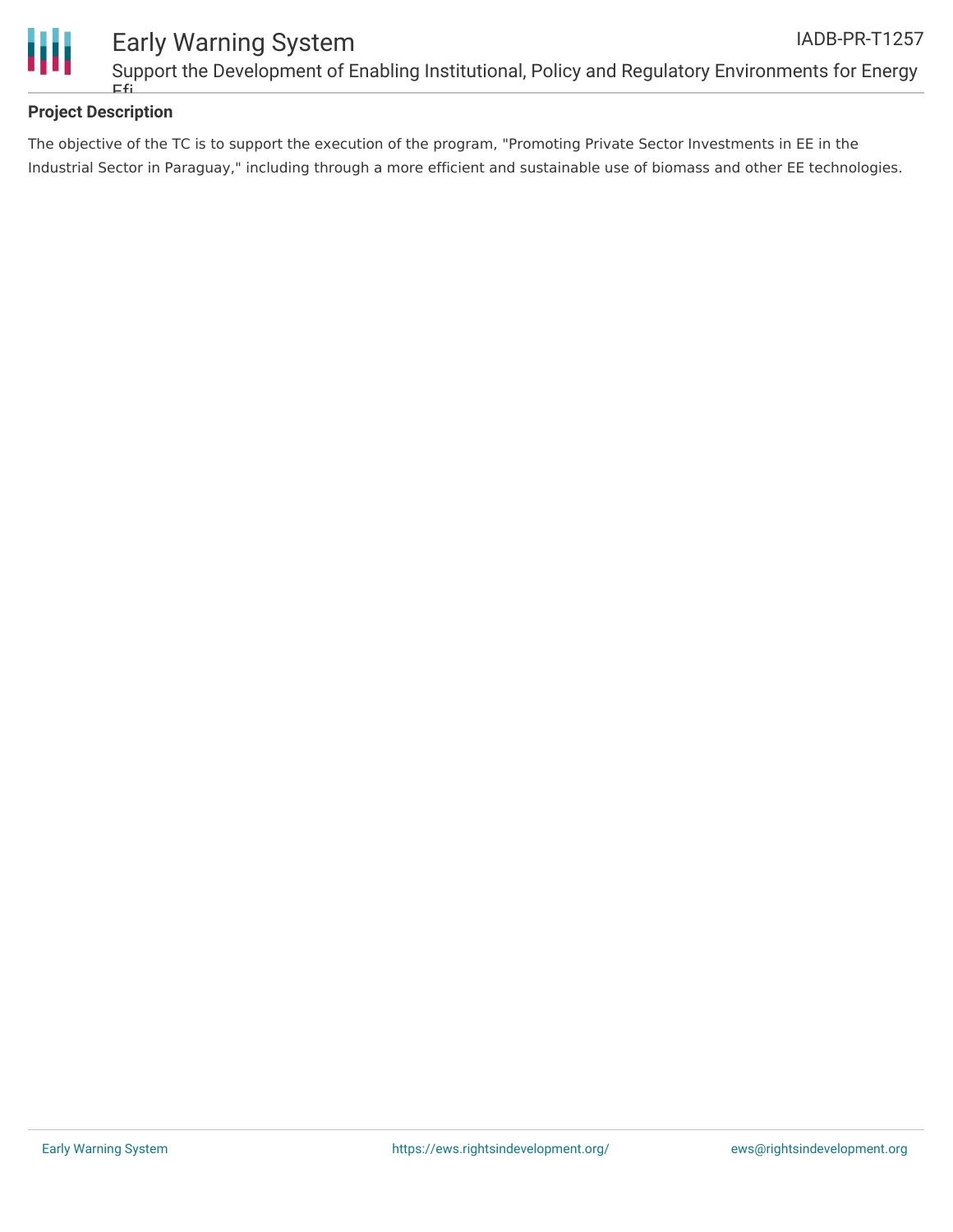## Project Description

The objective of the TC is to support the execution of the program, "Promoting Private Sector Investments in EE in the Industrial Sector in Paraguay," including through a more efficient and sustainable use of biomass and other EE technologies.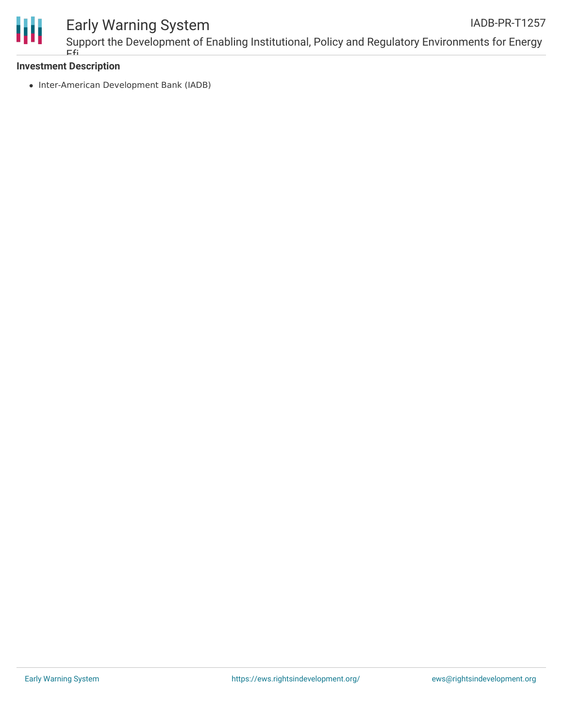**Investment Description**

- Inter-American Development Bank (IADB)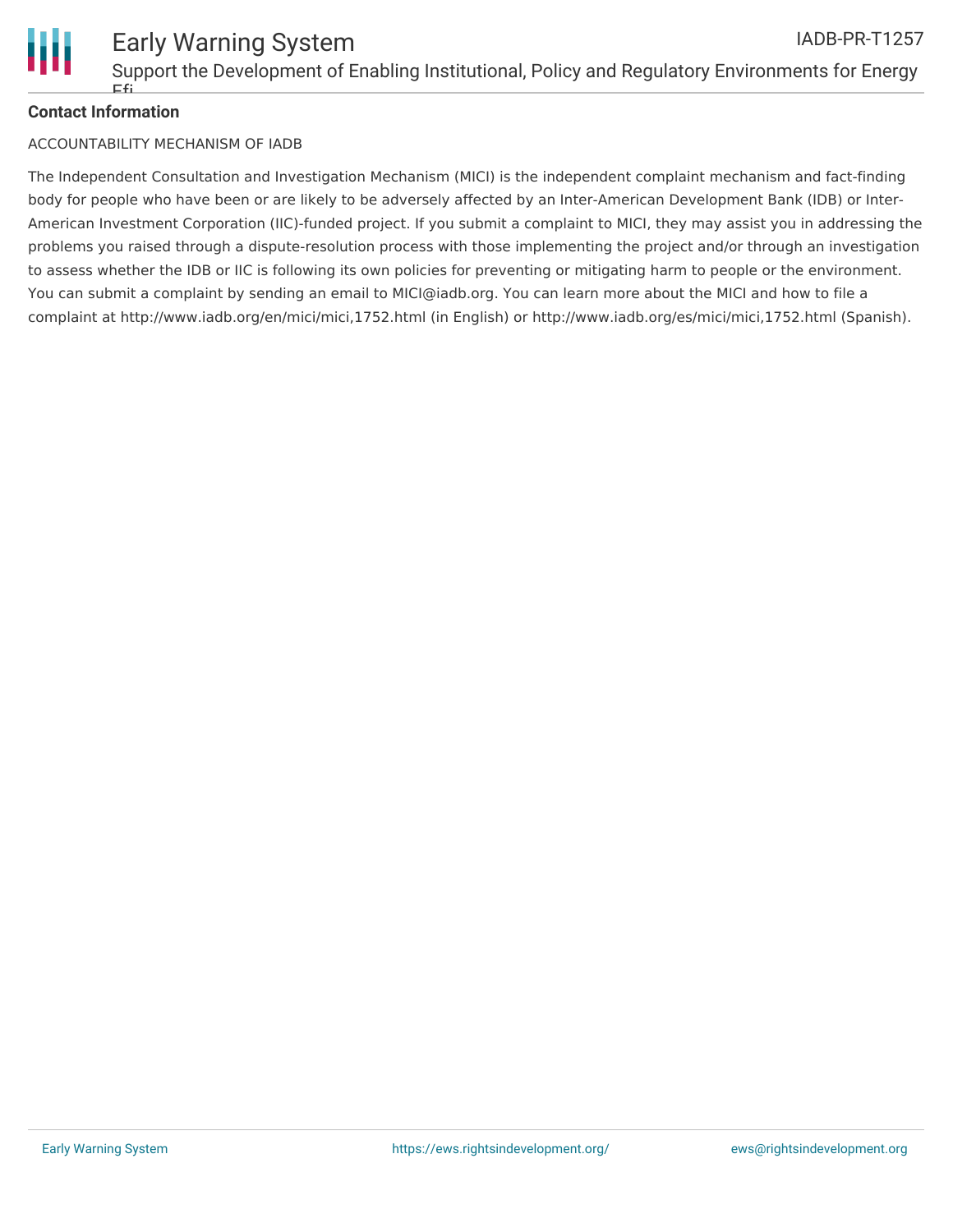**Contact Information**

ACCOUNTABILITY MECHANISM OF IADB

The Independent Consultation and Investigation Mechanism (MICI) is the independent complaint mechanism and fact-finding body for people who have been or are likely to be adversely affected by an Inter-American Development Bank (IDB) or Inter-American Investment Corporation (IIC)-funded project. If you submit a complaint to MICI, they may assist you in addressing the problems you raised through a dispute-resolution process with those implementing the project and/or through an investigation to assess whether the IDB or IIC is following its own policies for preventing or mitigating harm to people or the environment. You can submit a complaint by sending an email to MICI@iadb.org. You can learn more about the MICI and how to file a complaint at http://www.iadb.org/en/mici/mici,1752.html (in English) or http://www.iadb.org/es/mici/mici,1752.html (Spanish).